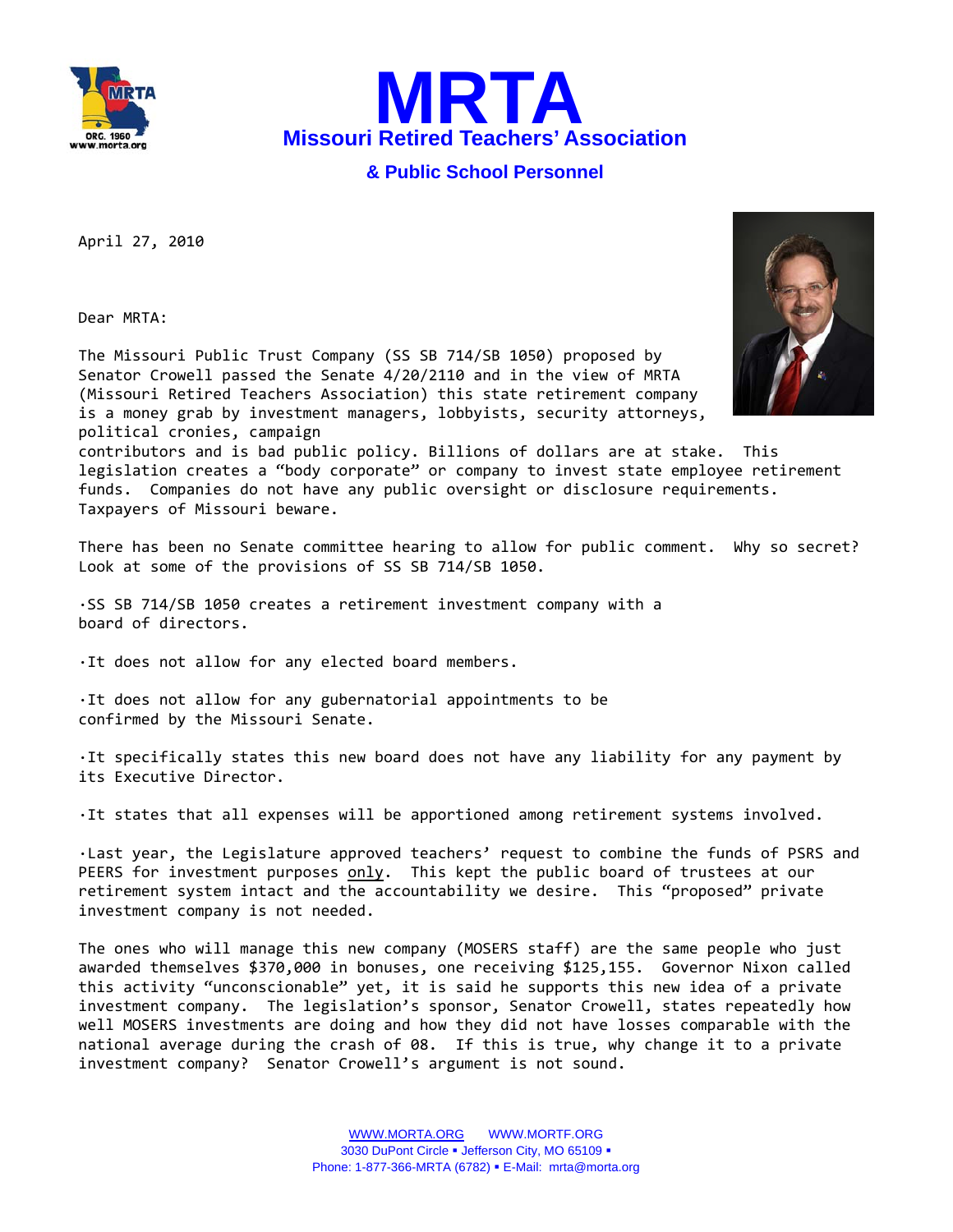# MRTA

## Missouri Retired Teachers' Association

### & Public School Personnel

April 27, 2010

Dear MRTA:

The Missouri Public Trust Company (SS SB 714/SB 1050) proposed by Senator Crowell passed the Senate 4/20/2110 and in the view of MRTA (Missouri Retired Teachers Association) this state retirement company is a money grab by investment managers, lobbyists, security attorneys, political cronies, campaign contributors and is bad public policy. Billions of dollars are at stake. This legislation creates a "body corporate" or company to invest state employee retirement funds. Companies do not have any public oversight or disclosure requirements. Taxpayers of Missouri beware.

There has been no Senate committee hearing to allow for public comment. Why so secret? Look at some of the provisions of SS SB 714/SB 1050.

- SS SB 714/SB 1050 creates a retirement investment company with a board of directors.
- It does not allow for any elected board members.
- It does not allow for any gubernatorial appointments to be confirmed by the Missouri Senate.
- It specifically states this new board does not have any liability for any payment by its Executive Director.
- It states that all expenses will be apportioned among retirement systems involved.
- Last year, the Legislature approved teachers' request to combine the funds of PSRS and PEERS for investment purposes only. This kept the public board of trustees at our retirement system intact and the accountability we desire. This "proposed" private investment company is not needed.

The ones who will manage this new company (MOSERS staff) are the same people who just awarded themselves $370,000 in bonuses, one receiving $125,155. Governor Nixon called this activity "unconscionable" yet, it is said he supports this new idea of a private investment company. The legislation's sponsor, Senator Crowell, states repeatedly how well MOSERS investments are doing and how they did not have losses comparable with the national average during the crash of 08. If this is true, why change it to a private investment company? Senator Crowell's argument is not sound.

WWW.MORTA.ORG WWW.MORTF.ORG
3030 DuPont Circle ▪ Jefferson City, MO 65109 ▪
Phone: 1-877-366-MRTA (6782) ▪ E-Mail: mrta@morta.org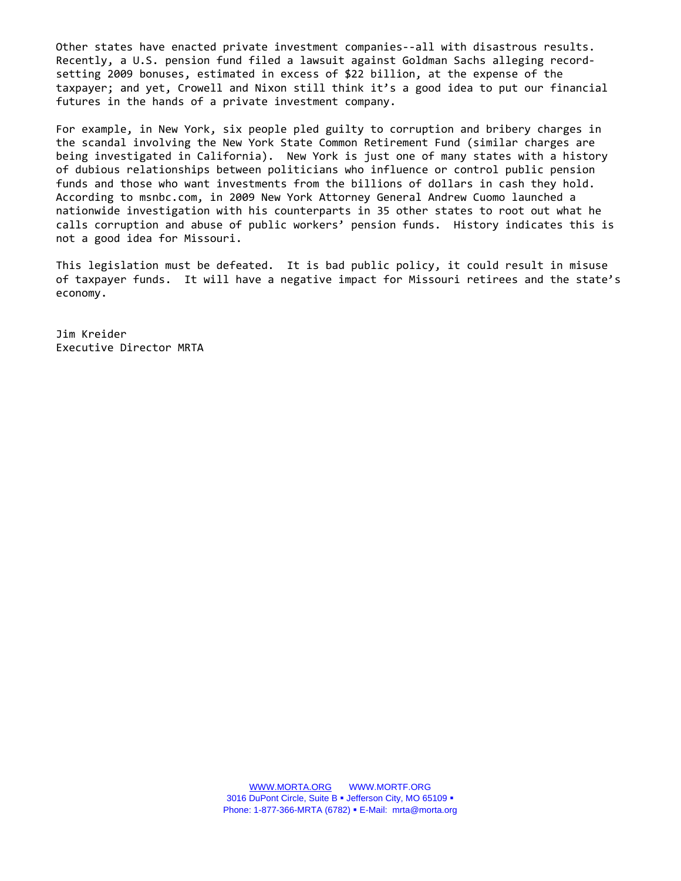Other states have enacted private investment companies--all with disastrous results. Recently, a U.S. pension fund filed a lawsuit against Goldman Sachs alleging record-setting 2009 bonuses, estimated in excess of $22 billion, at the expense of the taxpayer; and yet, Crowell and Nixon still think it's a good idea to put our financial futures in the hands of a private investment company.

For example, in New York, six people pled guilty to corruption and bribery charges in the scandal involving the New York State Common Retirement Fund (similar charges are being investigated in California). New York is just one of many states with a history of dubious relationships between politicians who influence or control public pension funds and those who want investments from the billions of dollars in cash they hold. According to msnbc.com, in 2009 New York Attorney General Andrew Cuomo launched a nationwide investigation with his counterparts in 35 other states to root out what he calls corruption and abuse of public workers' pension funds. History indicates this is not a good idea for Missouri.

This legislation must be defeated. It is bad public policy, it could result in misuse of taxpayer funds. It will have a negative impact for Missouri retirees and the state's economy.

Jim Kreider
Executive Director MRTA

WWW.MORTA.ORG WWW.MORTF.ORG
3016 DuPont Circle, Suite B ▪ Jefferson City, MO 65109 ▪
Phone: 1-877-366-MRTA (6782) ▪ E-Mail: mrta@morta.org